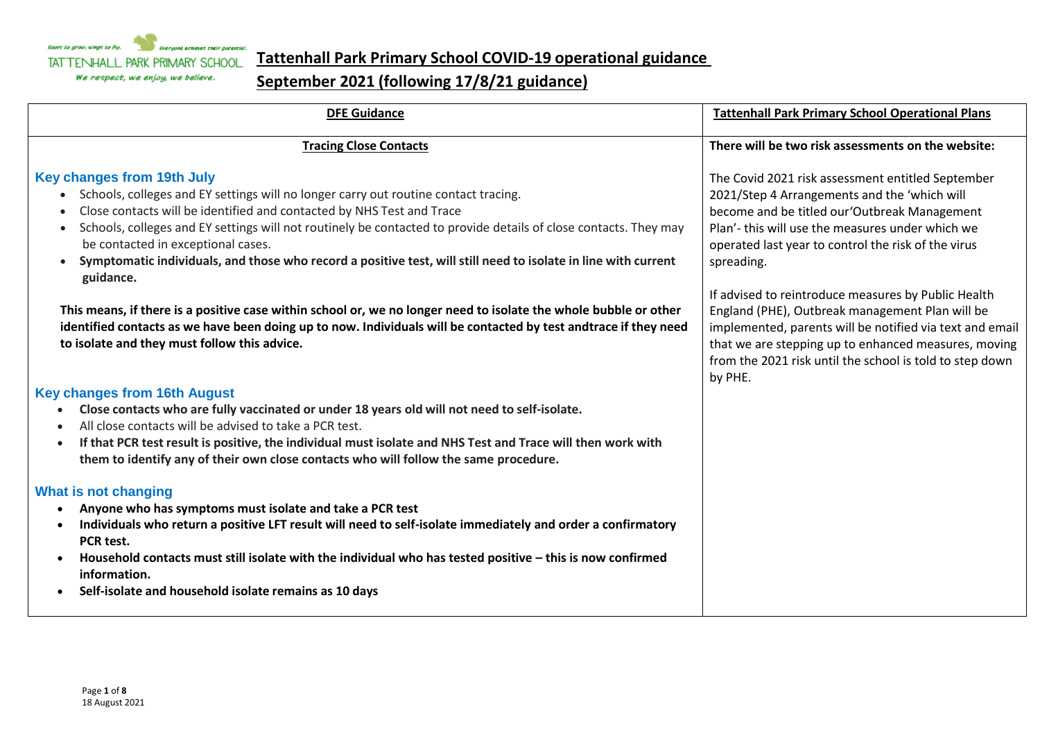Roots to grow, wings to fly. Everyone achieves their potential.
TATTENHALL PARK PRIMARY SCHOOL
We respect, we enjoy, we believe.

# Tattenhall Park Primary School COVID-19 operational guidance September 2021 (following 17/8/21 guidance)

| DFE Guidance | Tattenhall Park Primary School Operational Plans |
|---|---|
| **Tracing Close Contacts**<br><br>**Key changes from 19th July**<br>• Schools, colleges and EY settings will no longer carry out routine contact tracing.<br>• Close contacts will be identified and contacted by NHS Test and Trace<br>• Schools, colleges and EY settings will not routinely be contacted to provide details of close contacts. They may be contacted in exceptional cases.<br>• **Symptomatic individuals, and those who record a positive test, will still need to isolate in line with current guidance.**<br><br>**This means, if there is a positive case within school or, we no longer need to isolate the whole bubble or other identified contacts as we have been doing up to now. Individuals will be contacted by test andtrace if they need to isolate and they must follow this advice.**<br><br>**Key changes from 16th August**<br>• **Close contacts who are fully vaccinated or under 18 years old will not need to self-isolate.**<br>• All close contacts will be advised to take a PCR test.<br>• **If that PCR test result is positive, the individual must isolate and NHS Test and Trace will then work with them to identify any of their own close contacts who will follow the same procedure.**<br><br>**What is not changing**<br>• **Anyone who has symptoms must isolate and take a PCR test**<br>• **Individuals who return a positive LFT result will need to self-isolate immediately and order a confirmatory PCR test.**<br>• **Household contacts must still isolate with the individual who has tested positive – this is now confirmed information.**<br>• **Self-isolate and household isolate remains as 10 days** | **There will be two risk assessments on the website:**<br><br>The Covid 2021 risk assessment entitled September 2021/Step 4 Arrangements and the 'which will become and be titled our'Outbreak Management Plan'- this will use the measures under which we operated last year to control the risk of the virus spreading.<br><br>If advised to reintroduce measures by Public Health England (PHE), Outbreak management Plan will be implemented, parents will be notified via text and email that we are stepping up to enhanced measures, moving from the 2021 risk until the school is told to step down by PHE. |

18 August 2021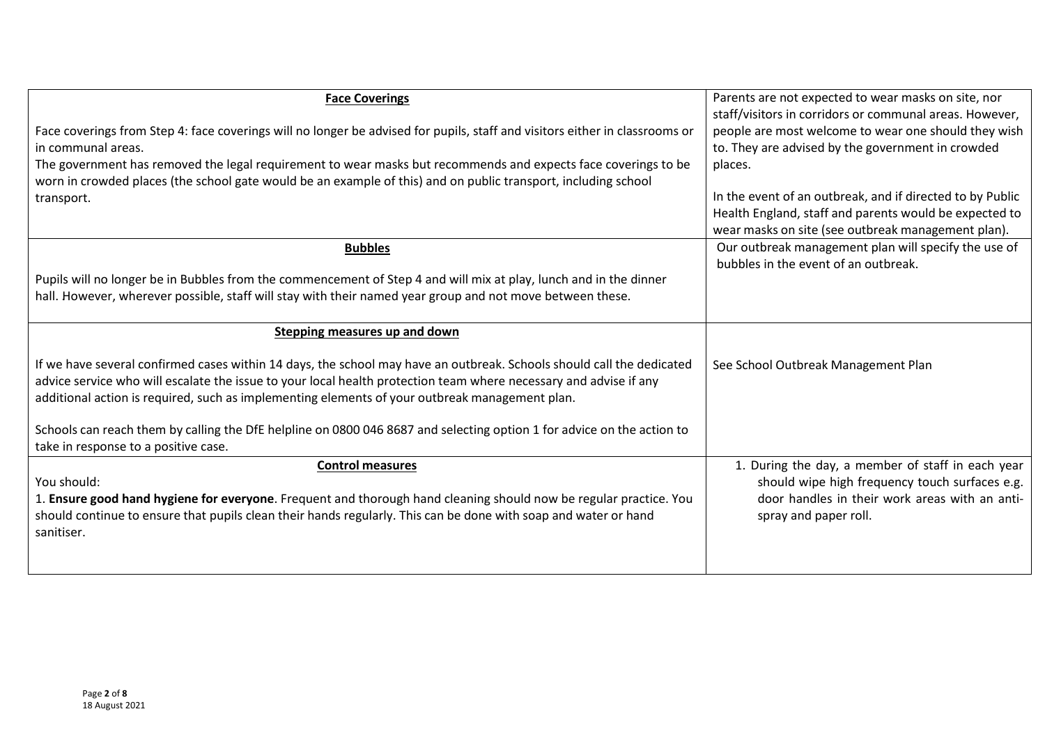| | |
|---|---|
| **Face Coverings**<br><br>Face coverings from Step 4: face coverings will no longer be advised for pupils, staff and visitors either in classrooms or in communal areas.<br>The government has removed the legal requirement to wear masks but recommends and expects face coverings to be worn in crowded places (the school gate would be an example of this) and on public transport, including school transport. | Parents are not expected to wear masks on site, nor staff/visitors in corridors or communal areas. However, people are most welcome to wear one should they wish to. They are advised by the government in crowded places.<br><br>In the event of an outbreak, and if directed to by Public Health England, staff and parents would be expected to wear masks on site (see outbreak management plan). |
| **Bubbles**<br><br>Pupils will no longer be in Bubbles from the commencement of Step 4 and will mix at play, lunch and in the dinner hall. However, wherever possible, staff will stay with their named year group and not move between these. | Our outbreak management plan will specify the use of bubbles in the event of an outbreak. |
| **Stepping measures up and down**<br><br>If we have several confirmed cases within 14 days, the school may have an outbreak. Schools should call the dedicated advice service who will escalate the issue to your local health protection team where necessary and advise if any additional action is required, such as implementing elements of your outbreak management plan.<br><br>Schools can reach them by calling the DfE helpline on 0800 046 8687 and selecting option 1 for advice on the action to take in response to a positive case. | See School Outbreak Management Plan |
| **Control measures**<br>You should:<br>1. **Ensure good hand hygiene for everyone**. Frequent and thorough hand cleaning should now be regular practice. You should continue to ensure that pupils clean their hands regularly. This can be done with soap and water or hand sanitiser. | 1. During the day, a member of staff in each year should wipe high frequency touch surfaces e.g. door handles in their work areas with an anti-spray and paper roll. |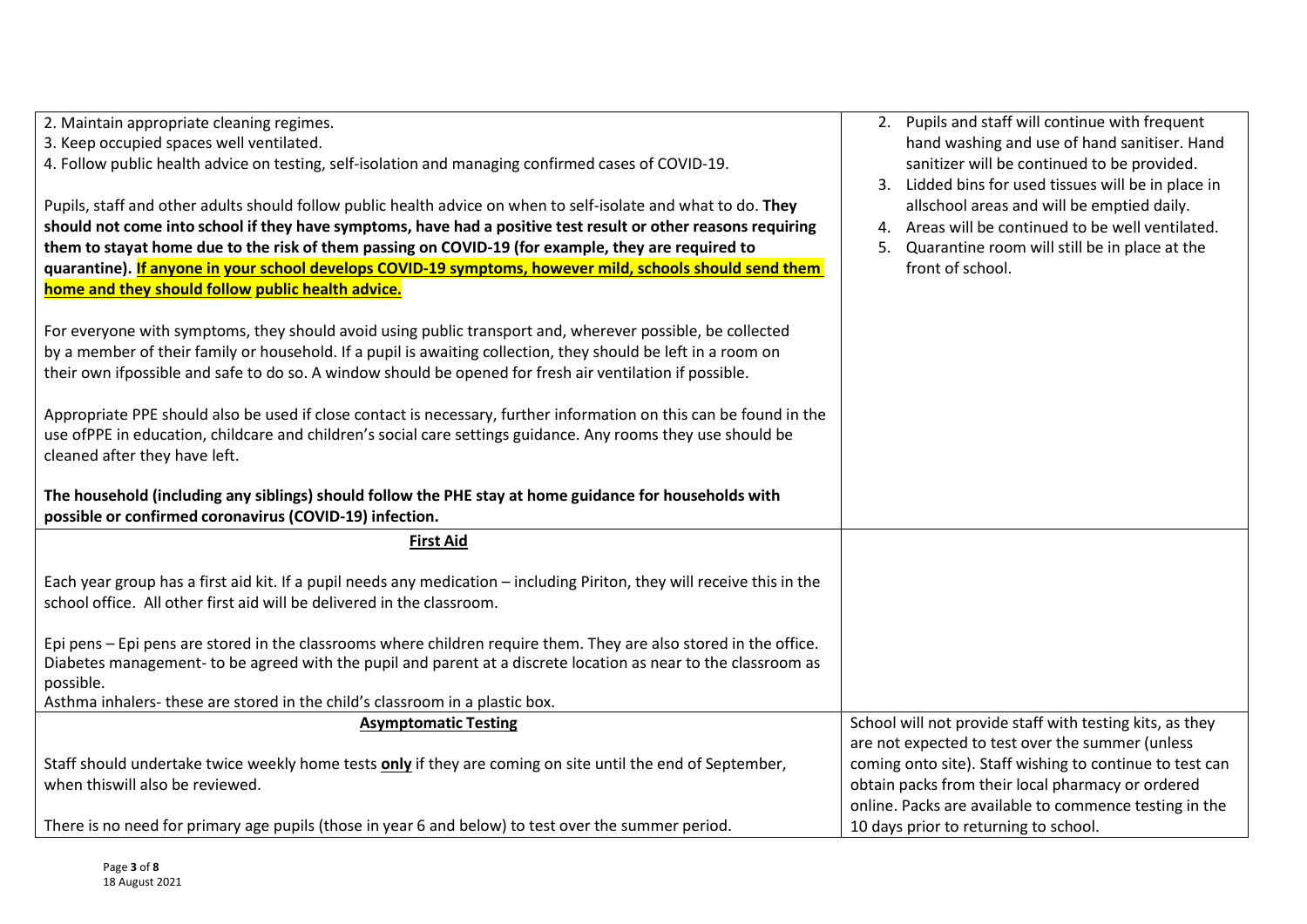| | |
|---|---|
| 2. Maintain appropriate cleaning regimes.<br>3. Keep occupied spaces well ventilated.<br>4. Follow public health advice on testing, self-isolation and managing confirmed cases of COVID-19.<br><br>Pupils, staff and other adults should follow public health advice on when to self-isolate and what to do. **They should not come into school if they have symptoms, have had a positive test result or other reasons requiring them to stayat home due to the risk of them passing on COVID-19 (for example, they are required to quarantine). If anyone in your school develops COVID-19 symptoms, however mild, schools should send them home and they should follow public health advice.**<br><br>For everyone with symptoms, they should avoid using public transport and, wherever possible, be collected by a member of their family or household. If a pupil is awaiting collection, they should be left in a room on their own ifpossible and safe to do so. A window should be opened for fresh air ventilation if possible.<br><br>Appropriate PPE should also be used if close contact is necessary, further information on this can be found in the use ofPPE in education, childcare and children's social care settings guidance. Any rooms they use should be cleaned after they have left.<br><br>**The household (including any siblings) should follow the PHE stay at home guidance for households with possible or confirmed coronavirus (COVID-19) infection.** | 2. Pupils and staff will continue with frequent hand washing and use of hand sanitiser. Hand sanitizer will be continued to be provided.<br>3. Lidded bins for used tissues will be in place in allschool areas and will be emptied daily.<br>4. Areas will be continued to be well ventilated.<br>5. Quarantine room will still be in place at the front of school. |
| **First Aid**<br><br>Each year group has a first aid kit. If a pupil needs any medication – including Piriton, they will receive this in the school office. All other first aid will be delivered in the classroom.<br><br>Epi pens – Epi pens are stored in the classrooms where children require them. They are also stored in the office.<br>Diabetes management- to be agreed with the pupil and parent at a discrete location as near to the classroom as possible.<br>Asthma inhalers- these are stored in the child's classroom in a plastic box. | |
| **Asymptomatic Testing**<br><br>Staff should undertake twice weekly home tests **only** if they are coming on site until the end of September, when thiswill also be reviewed.<br><br>There is no need for primary age pupils (those in year 6 and below) to test over the summer period. | School will not provide staff with testing kits, as they are not expected to test over the summer (unless coming onto site). Staff wishing to continue to test can obtain packs from their local pharmacy or ordered online. Packs are available to commence testing in the 10 days prior to returning to school. |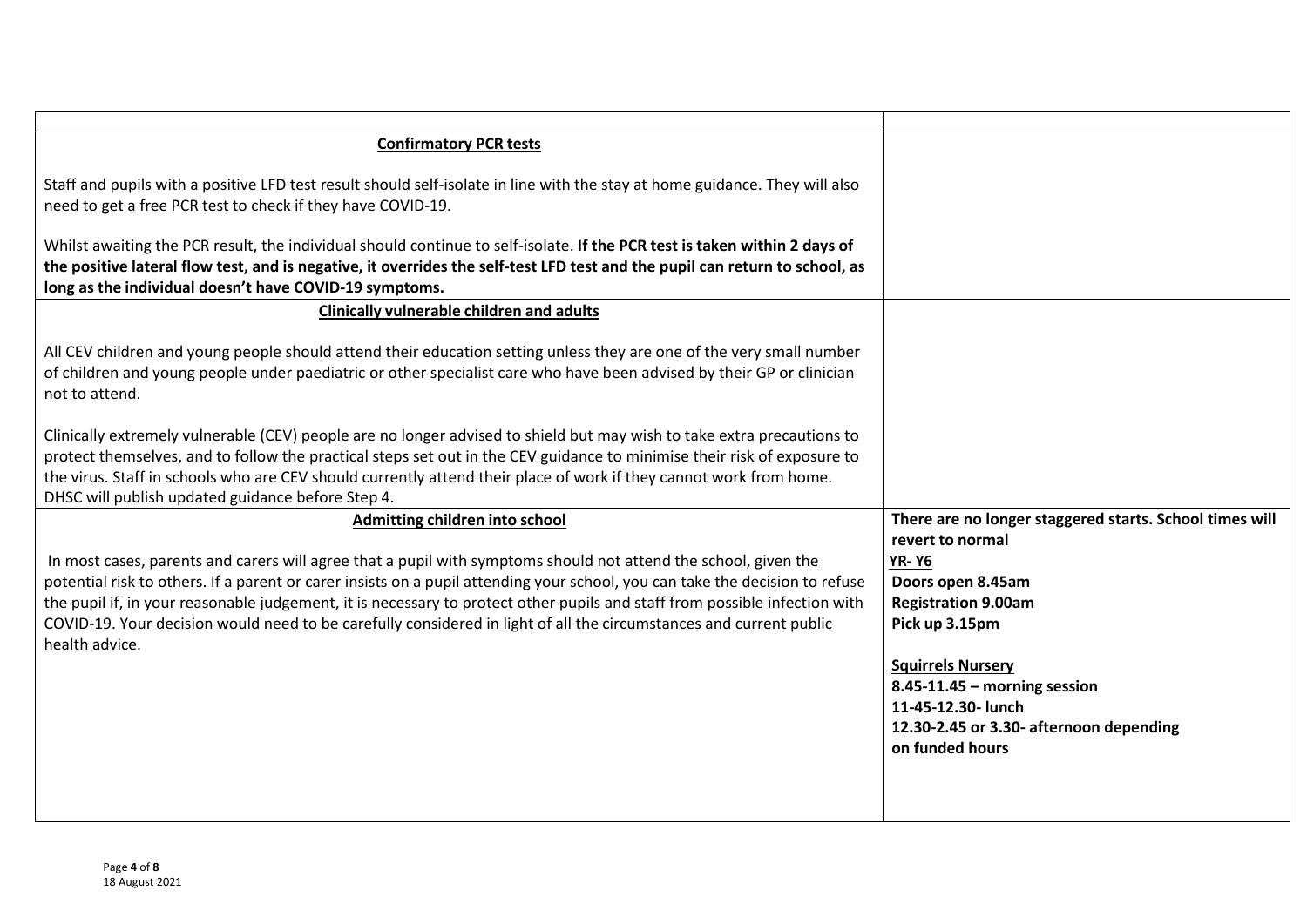| | |
|---|---|
| **Confirmatory PCR tests**<br><br>Staff and pupils with a positive LFD test result should self-isolate in line with the stay at home guidance. They will also need to get a free PCR test to check if they have COVID-19.<br><br>Whilst awaiting the PCR result, the individual should continue to self-isolate. **If the PCR test is taken within 2 days of the positive lateral flow test, and is negative, it overrides the self-test LFD test and the pupil can return to school, as long as the individual doesn't have COVID-19 symptoms.** | |
| **Clinically vulnerable children and adults**<br><br>All CEV children and young people should attend their education setting unless they are one of the very small number of children and young people under paediatric or other specialist care who have been advised by their GP or clinician not to attend.<br><br>Clinically extremely vulnerable (CEV) people are no longer advised to shield but may wish to take extra precautions to protect themselves, and to follow the practical steps set out in the CEV guidance to minimise their risk of exposure to the virus. Staff in schools who are CEV should currently attend their place of work if they cannot work from home. DHSC will publish updated guidance before Step 4. | |
| **Admitting children into school**<br><br>In most cases, parents and carers will agree that a pupil with symptoms should not attend the school, given the potential risk to others. If a parent or carer insists on a pupil attending your school, you can take the decision to refuse the pupil if, in your reasonable judgement, it is necessary to protect other pupils and staff from possible infection with COVID-19. Your decision would need to be carefully considered in light of all the circumstances and current public health advice. | **There are no longer staggered starts. School times will revert to normal**<br>**YR- Y6**<br>**Doors open 8.45am**<br>**Registration 9.00am**<br>**Pick up 3.15pm**<br><br>**Squirrels Nursery**<br>**8.45-11.45 – morning session**<br>**11-45-12.30- lunch**<br>**12.30-2.45 or 3.30- afternoon depending on funded hours** |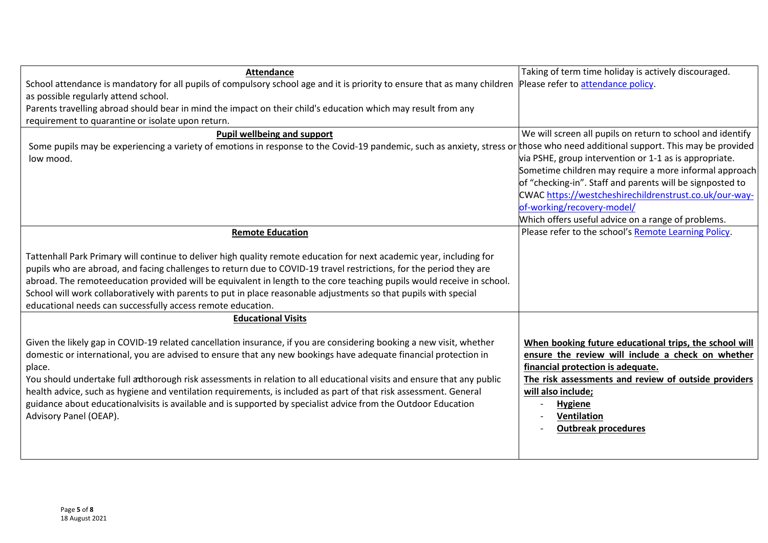| | |
|---|---|
| **Attendance**<br>School attendance is mandatory for all pupils of compulsory school age and it is priority to ensure that as many children as possible regularly attend school.<br>Parents travelling abroad should bear in mind the impact on their child's education which may result from any requirement to quarantine or isolate upon return. | Taking of term time holiday is actively discouraged.<br>Please refer to [attendance policy](). |
| **Pupil wellbeing and support**<br>Some pupils may be experiencing a variety of emotions in response to the Covid-19 pandemic, such as anxiety, stress or low mood. | We will screen all pupils on return to school and identify those who need additional support. This may be provided via PSHE, group intervention or 1-1 as is appropriate.<br>Sometime children may require a more informal approach of "checking-in". Staff and parents will be signposted to CWAC [https://westcheshirechildrenstrust.co.uk/our-way-of-working/recovery-model/](https://westcheshirechildrenstrust.co.uk/our-way-of-working/recovery-model/)<br>Which offers useful advice on a range of problems. |
| **Remote Education**<br><br>Tattenhall Park Primary will continue to deliver high quality remote education for next academic year, including for pupils who are abroad, and facing challenges to return due to COVID-19 travel restrictions, for the period they are abroad. The remoteeducation provided will be equivalent in length to the core teaching pupils would receive in school. School will work collaboratively with parents to put in place reasonable adjustments so that pupils with special educational needs can successfully access remote education. | Please refer to the school's [Remote Learning Policy](). |
| **Educational Visits**<br><br>Given the likely gap in COVID-19 related cancellation insurance, if you are considering booking a new visit, whether domestic or international, you are advised to ensure that any new bookings have adequate financial protection in place.<br>You should undertake full adthorough risk assessments in relation to all educational visits and ensure that any public health advice, such as hygiene and ventilation requirements, is included as part of that risk assessment. General guidance about educationalvisits is available and is supported by specialist advice from the Outdoor Education Advisory Panel (OEAP). | **When booking future educational trips, the school will ensure the review will include a check on whether financial protection is adequate.**<br>**The risk assessments and review of outside providers will also include;**<br>- **Hygiene**<br>- **Ventilation**<br>- **Outbreak procedures** |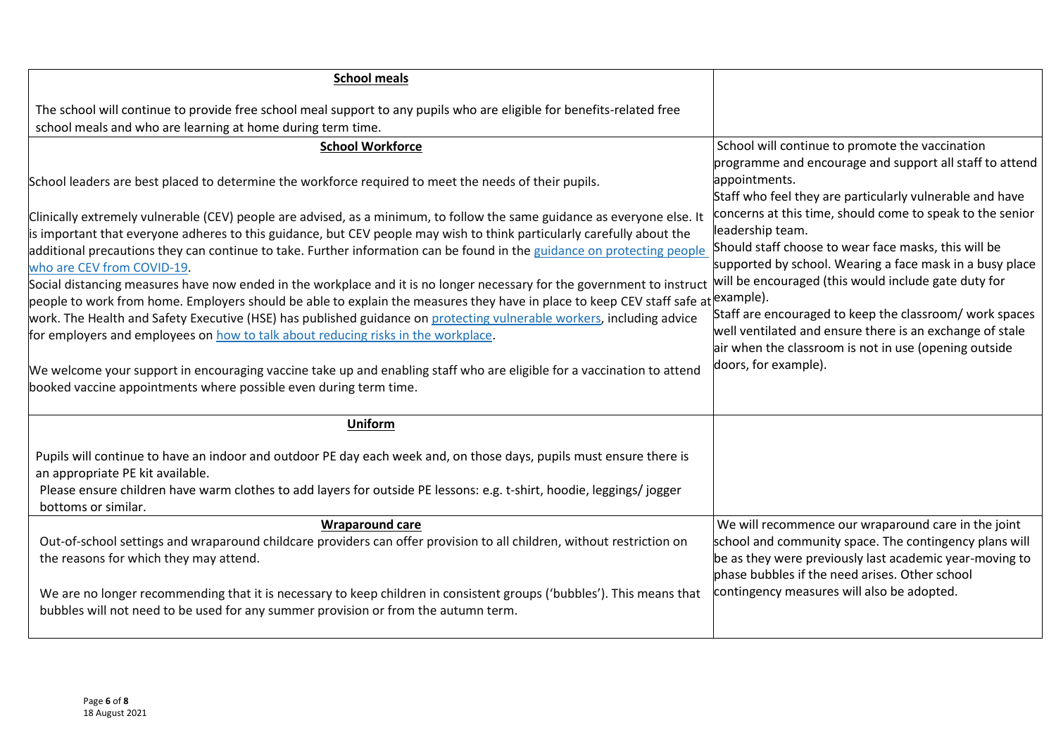| | |
|---|---|
| **School meals**<br><br>The school will continue to provide free school meal support to any pupils who are eligible for benefits-related free school meals and who are learning at home during term time. | |
| **School Workforce**<br><br>School leaders are best placed to determine the workforce required to meet the needs of their pupils.<br><br>Clinically extremely vulnerable (CEV) people are advised, as a minimum, to follow the same guidance as everyone else. It is important that everyone adheres to this guidance, but CEV people may wish to think particularly carefully about the additional precautions they can continue to take. Further information can be found in the guidance on protecting people who are CEV from COVID-19.<br>Social distancing measures have now ended in the workplace and it is no longer necessary for the government to instruct people to work from home. Employers should be able to explain the measures they have in place to keep CEV staff safe at work. The Health and Safety Executive (HSE) has published guidance on protecting vulnerable workers, including advice for employers and employees on how to talk about reducing risks in the workplace.<br><br>We welcome your support in encouraging vaccine take up and enabling staff who are eligible for a vaccination to attend booked vaccine appointments where possible even during term time. | School will continue to promote the vaccination programme and encourage and support all staff to attend appointments.<br>Staff who feel they are particularly vulnerable and have concerns at this time, should come to speak to the senior leadership team.<br>Should staff choose to wear face masks, this will be supported by school. Wearing a face mask in a busy place will be encouraged (this would include gate duty for example).<br>Staff are encouraged to keep the classroom/ work spaces well ventilated and ensure there is an exchange of stale air when the classroom is not in use (opening outside doors, for example). |
| **Uniform**<br><br>Pupils will continue to have an indoor and outdoor PE day each week and, on those days, pupils must ensure there is an appropriate PE kit available.<br>Please ensure children have warm clothes to add layers for outside PE lessons: e.g. t-shirt, hoodie, leggings/ jogger bottoms or similar. | |
| **Wraparound care**<br>Out-of-school settings and wraparound childcare providers can offer provision to all children, without restriction on the reasons for which they may attend.<br><br>We are no longer recommending that it is necessary to keep children in consistent groups ('bubbles'). This means that bubbles will not need to be used for any summer provision or from the autumn term. | We will recommence our wraparound care in the joint school and community space. The contingency plans will be as they were previously last academic year-moving to phase bubbles if the need arises. Other school contingency measures will also be adopted. |

18 August 2021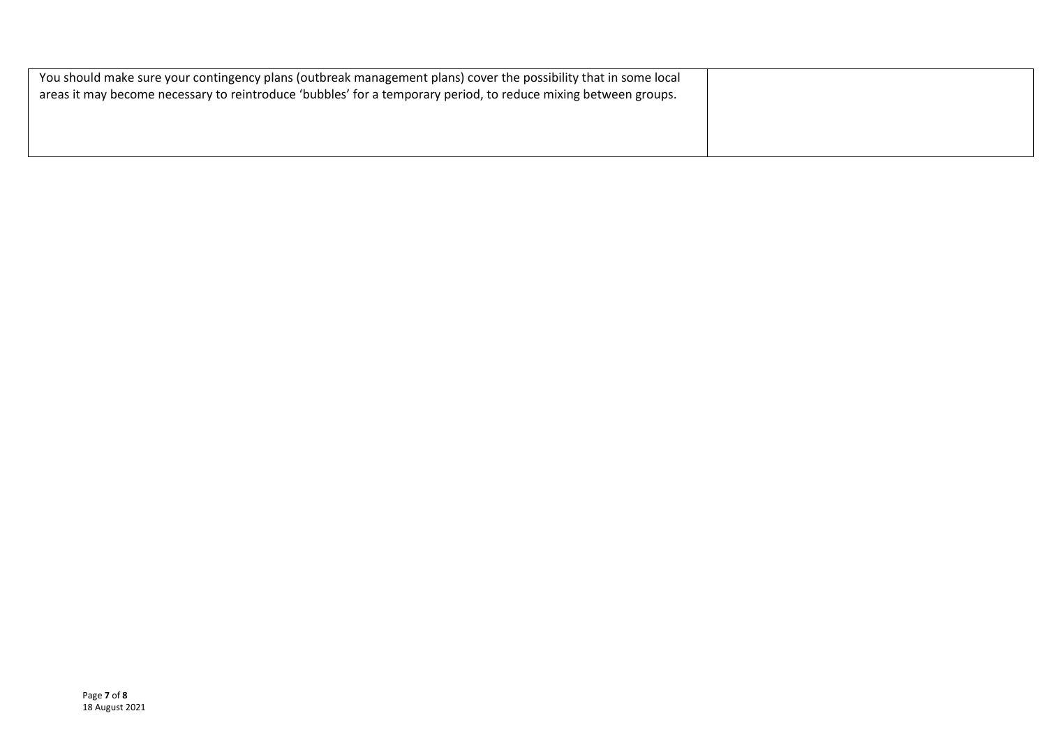| | |
|---|---|
| You should make sure your contingency plans (outbreak management plans) cover the possibility that in some local areas it may become necessary to reintroduce 'bubbles' for a temporary period, to reduce mixing between groups. | |